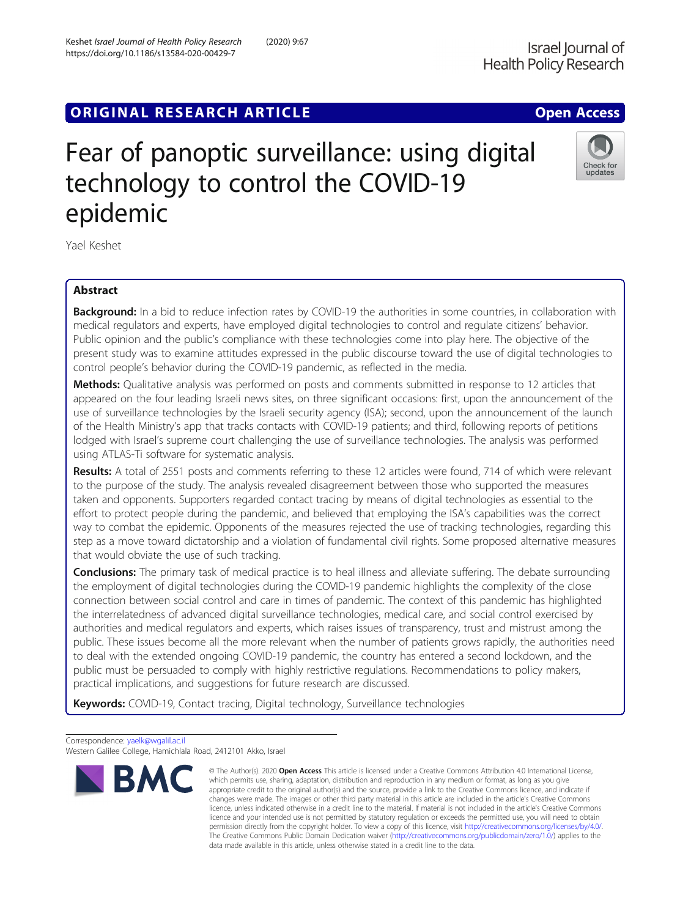ORIGINAL RESEARCH ARTICLE

Open Access

# Fear of panoptic surveillance: using digital technology to control the COVID-19 epidemic

Yael Keshet

## Abstract

**Background:** In a bid to reduce infection rates by COVID-19 the authorities in some countries, in collaboration with medical regulators and experts, have employed digital technologies to control and regulate citizens' behavior. Public opinion and the public's compliance with these technologies come into play here. The objective of the present study was to examine attitudes expressed in the public discourse toward the use of digital technologies to control people's behavior during the COVID-19 pandemic, as reflected in the media.

**Methods:** Qualitative analysis was performed on posts and comments submitted in response to 12 articles that appeared on the four leading Israeli news sites, on three significant occasions: first, upon the announcement of the use of surveillance technologies by the Israeli security agency (ISA); second, upon the announcement of the launch of the Health Ministry's app that tracks contacts with COVID-19 patients; and third, following reports of petitions lodged with Israel's supreme court challenging the use of surveillance technologies. The analysis was performed using ATLAS-Ti software for systematic analysis.

**Results:** A total of 2551 posts and comments referring to these 12 articles were found, 714 of which were relevant to the purpose of the study. The analysis revealed disagreement between those who supported the measures taken and opponents. Supporters regarded contact tracing by means of digital technologies as essential to the effort to protect people during the pandemic, and believed that employing the ISA's capabilities was the correct way to combat the epidemic. Opponents of the measures rejected the use of tracking technologies, regarding this step as a move toward dictatorship and a violation of fundamental civil rights. Some proposed alternative measures that would obviate the use of such tracking.

**Conclusions:** The primary task of medical practice is to heal illness and alleviate suffering. The debate surrounding the employment of digital technologies during the COVID-19 pandemic highlights the complexity of the close connection between social control and care in times of pandemic. The context of this pandemic has highlighted the interrelatedness of advanced digital surveillance technologies, medical care, and social control exercised by authorities and medical regulators and experts, which raises issues of transparency, trust and mistrust among the public. These issues become all the more relevant when the number of patients grows rapidly, the authorities need to deal with the extended ongoing COVID-19 pandemic, the country has entered a second lockdown, and the public must be persuaded to comply with highly restrictive regulations. Recommendations to policy makers, practical implications, and suggestions for future research are discussed.

**Keywords:** COVID-19, Contact tracing, Digital technology, Surveillance technologies

Correspondence: yaelk@wgalil.ac.il
Western Galilee College, Hamichlala Road, 2412101 Akko, Israel

© The Author(s). 2020 **Open Access** This article is licensed under a Creative Commons Attribution 4.0 International License, which permits use, sharing, adaptation, distribution and reproduction in any medium or format, as long as you give appropriate credit to the original author(s) and the source, provide a link to the Creative Commons licence, and indicate if changes were made. The images or other third party material in this article are included in the article's Creative Commons licence, unless indicated otherwise in a credit line to the material. If material is not included in the article's Creative Commons licence and your intended use is not permitted by statutory regulation or exceeds the permitted use, you will need to obtain permission directly from the copyright holder. To view a copy of this licence, visit http://creativecommons.org/licenses/by/4.0/. The Creative Commons Public Domain Dedication waiver (http://creativecommons.org/publicdomain/zero/1.0/) applies to the data made available in this article, unless otherwise stated in a credit line to the data.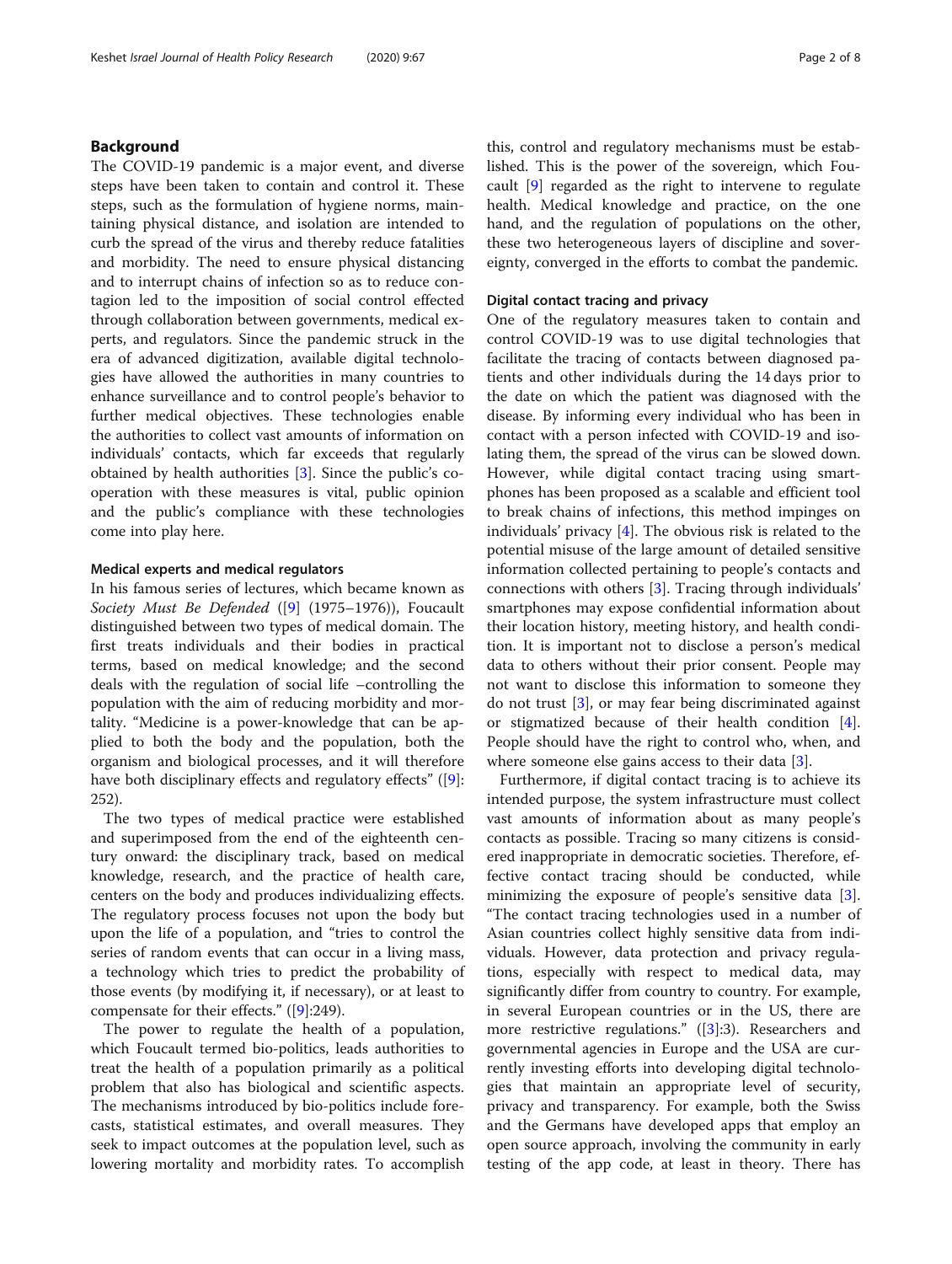## Background

The COVID-19 pandemic is a major event, and diverse steps have been taken to contain and control it. These steps, such as the formulation of hygiene norms, maintaining physical distance, and isolation are intended to curb the spread of the virus and thereby reduce fatalities and morbidity. The need to ensure physical distancing and to interrupt chains of infection so as to reduce contagion led to the imposition of social control effected through collaboration between governments, medical experts, and regulators. Since the pandemic struck in the era of advanced digitization, available digital technologies have allowed the authorities in many countries to enhance surveillance and to control people's behavior to further medical objectives. These technologies enable the authorities to collect vast amounts of information on individuals' contacts, which far exceeds that regularly obtained by health authorities [3]. Since the public's cooperation with these measures is vital, public opinion and the public's compliance with these technologies come into play here.

### Medical experts and medical regulators

In his famous series of lectures, which became known as *Society Must Be Defended* ([9] (1975–1976)), Foucault distinguished between two types of medical domain. The first treats individuals and their bodies in practical terms, based on medical knowledge; and the second deals with the regulation of social life –controlling the population with the aim of reducing morbidity and mortality. "Medicine is a power-knowledge that can be applied to both the body and the population, both the organism and biological processes, and it will therefore have both disciplinary effects and regulatory effects" ([9]: 252).

The two types of medical practice were established and superimposed from the end of the eighteenth century onward: the disciplinary track, based on medical knowledge, research, and the practice of health care, centers on the body and produces individualizing effects. The regulatory process focuses not upon the body but upon the life of a population, and "tries to control the series of random events that can occur in a living mass, a technology which tries to predict the probability of those events (by modifying it, if necessary), or at least to compensate for their effects." ([9]:249).

The power to regulate the health of a population, which Foucault termed bio-politics, leads authorities to treat the health of a population primarily as a political problem that also has biological and scientific aspects. The mechanisms introduced by bio-politics include forecasts, statistical estimates, and overall measures. They seek to impact outcomes at the population level, such as lowering mortality and morbidity rates. To accomplish this, control and regulatory mechanisms must be established. This is the power of the sovereign, which Foucault [9] regarded as the right to intervene to regulate health. Medical knowledge and practice, on the one hand, and the regulation of populations on the other, these two heterogeneous layers of discipline and sovereignty, converged in the efforts to combat the pandemic.

### Digital contact tracing and privacy

One of the regulatory measures taken to contain and control COVID-19 was to use digital technologies that facilitate the tracing of contacts between diagnosed patients and other individuals during the 14 days prior to the date on which the patient was diagnosed with the disease. By informing every individual who has been in contact with a person infected with COVID-19 and isolating them, the spread of the virus can be slowed down. However, while digital contact tracing using smartphones has been proposed as a scalable and efficient tool to break chains of infections, this method impinges on individuals' privacy [4]. The obvious risk is related to the potential misuse of the large amount of detailed sensitive information collected pertaining to people's contacts and connections with others [3]. Tracing through individuals' smartphones may expose confidential information about their location history, meeting history, and health condition. It is important not to disclose a person's medical data to others without their prior consent. People may not want to disclose this information to someone they do not trust [3], or may fear being discriminated against or stigmatized because of their health condition [4]. People should have the right to control who, when, and where someone else gains access to their data [3].

Furthermore, if digital contact tracing is to achieve its intended purpose, the system infrastructure must collect vast amounts of information about as many people's contacts as possible. Tracing so many citizens is considered inappropriate in democratic societies. Therefore, effective contact tracing should be conducted, while minimizing the exposure of people's sensitive data [3]. "The contact tracing technologies used in a number of Asian countries collect highly sensitive data from individuals. However, data protection and privacy regulations, especially with respect to medical data, may significantly differ from country to country. For example, in several European countries or in the US, there are more restrictive regulations." ([3]:3). Researchers and governmental agencies in Europe and the USA are currently investing efforts into developing digital technologies that maintain an appropriate level of security, privacy and transparency. For example, both the Swiss and the Germans have developed apps that employ an open source approach, involving the community in early testing of the app code, at least in theory. There has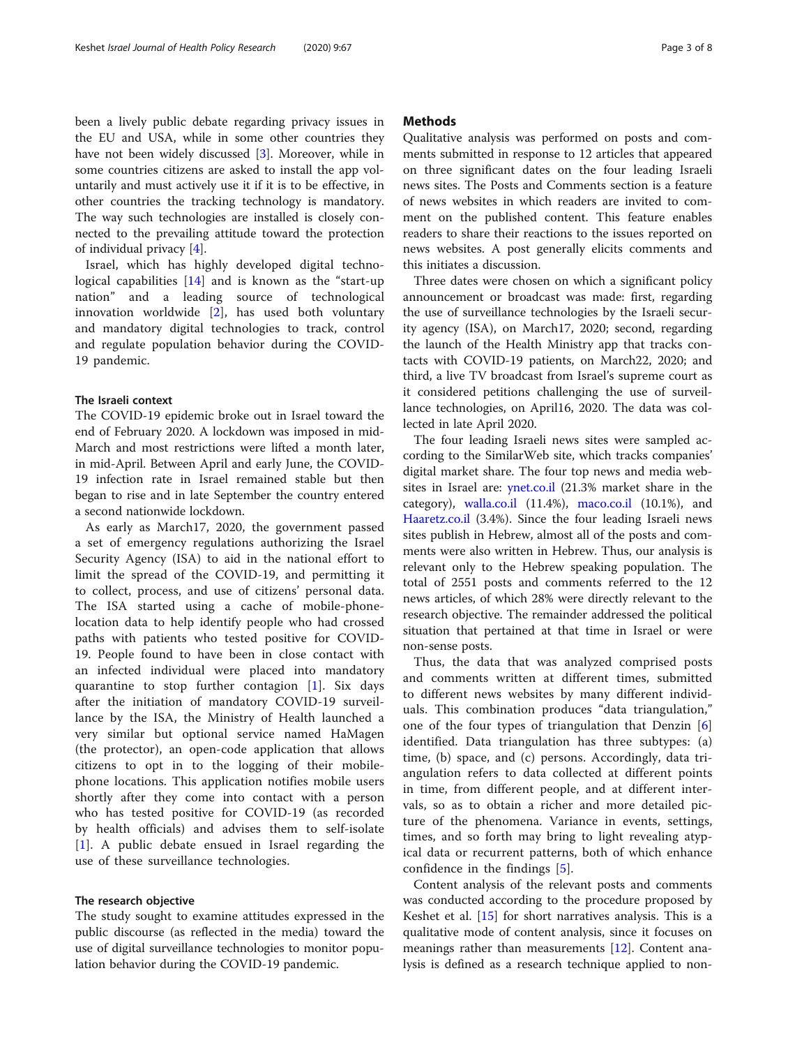been a lively public debate regarding privacy issues in the EU and USA, while in some other countries they have not been widely discussed [3]. Moreover, while in some countries citizens are asked to install the app voluntarily and must actively use it if it is to be effective, in other countries the tracking technology is mandatory. The way such technologies are installed is closely connected to the prevailing attitude toward the protection of individual privacy [4].

Israel, which has highly developed digital technological capabilities [14] and is known as the "start-up nation" and a leading source of technological innovation worldwide [2], has used both voluntary and mandatory digital technologies to track, control and regulate population behavior during the COVID-19 pandemic.

### The Israeli context

The COVID-19 epidemic broke out in Israel toward the end of February 2020. A lockdown was imposed in mid-March and most restrictions were lifted a month later, in mid-April. Between April and early June, the COVID-19 infection rate in Israel remained stable but then began to rise and in late September the country entered a second nationwide lockdown.

As early as March17, 2020, the government passed a set of emergency regulations authorizing the Israel Security Agency (ISA) to aid in the national effort to limit the spread of the COVID-19, and permitting it to collect, process, and use of citizens' personal data. The ISA started using a cache of mobile-phone-location data to help identify people who had crossed paths with patients who tested positive for COVID-19. People found to have been in close contact with an infected individual were placed into mandatory quarantine to stop further contagion [1]. Six days after the initiation of mandatory COVID-19 surveillance by the ISA, the Ministry of Health launched a very similar but optional service named HaMagen (the protector), an open-code application that allows citizens to opt in to the logging of their mobile-phone locations. This application notifies mobile users shortly after they come into contact with a person who has tested positive for COVID-19 (as recorded by health officials) and advises them to self-isolate [1]. A public debate ensued in Israel regarding the use of these surveillance technologies.

### The research objective

The study sought to examine attitudes expressed in the public discourse (as reflected in the media) toward the use of digital surveillance technologies to monitor population behavior during the COVID-19 pandemic.

## Methods

Qualitative analysis was performed on posts and comments submitted in response to 12 articles that appeared on three significant dates on the four leading Israeli news sites. The Posts and Comments section is a feature of news websites in which readers are invited to comment on the published content. This feature enables readers to share their reactions to the issues reported on news websites. A post generally elicits comments and this initiates a discussion.

Three dates were chosen on which a significant policy announcement or broadcast was made: first, regarding the use of surveillance technologies by the Israeli security agency (ISA), on March17, 2020; second, regarding the launch of the Health Ministry app that tracks contacts with COVID-19 patients, on March22, 2020; and third, a live TV broadcast from Israel's supreme court as it considered petitions challenging the use of surveillance technologies, on April16, 2020. The data was collected in late April 2020.

The four leading Israeli news sites were sampled according to the SimilarWeb site, which tracks companies' digital market share. The four top news and media websites in Israel are: ynet.co.il (21.3% market share in the category), walla.co.il (11.4%), maco.co.il (10.1%), and Haaretz.co.il (3.4%). Since the four leading Israeli news sites publish in Hebrew, almost all of the posts and comments were also written in Hebrew. Thus, our analysis is relevant only to the Hebrew speaking population. The total of 2551 posts and comments referred to the 12 news articles, of which 28% were directly relevant to the research objective. The remainder addressed the political situation that pertained at that time in Israel or were non-sense posts.

Thus, the data that was analyzed comprised posts and comments written at different times, submitted to different news websites by many different individuals. This combination produces "data triangulation," one of the four types of triangulation that Denzin [6] identified. Data triangulation has three subtypes: (a) time, (b) space, and (c) persons. Accordingly, data triangulation refers to data collected at different points in time, from different people, and at different intervals, so as to obtain a richer and more detailed picture of the phenomena. Variance in events, settings, times, and so forth may bring to light revealing atypical data or recurrent patterns, both of which enhance confidence in the findings [5].

Content analysis of the relevant posts and comments was conducted according to the procedure proposed by Keshet et al. [15] for short narratives analysis. This is a qualitative mode of content analysis, since it focuses on meanings rather than measurements [12]. Content analysis is defined as a research technique applied to non-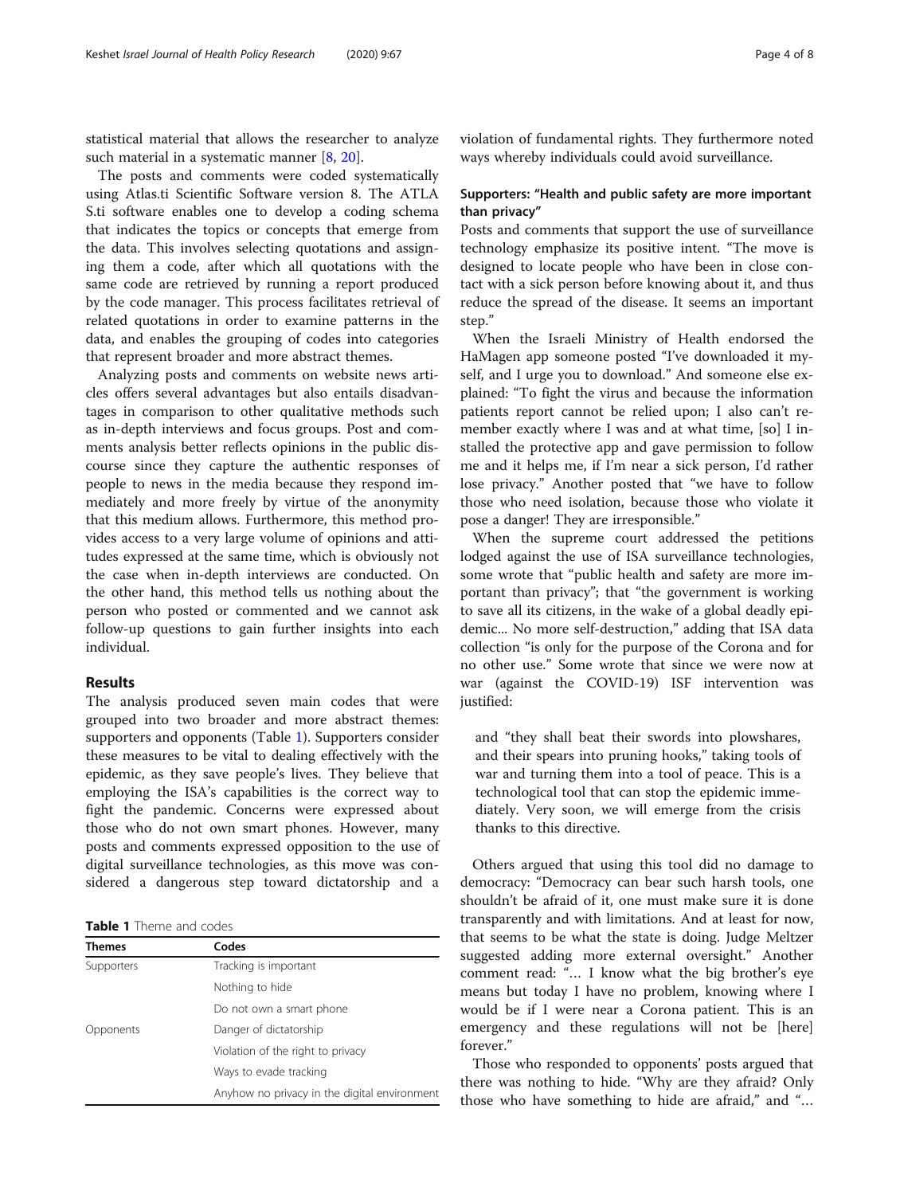statistical material that allows the researcher to analyze such material in a systematic manner [8, 20].

The posts and comments were coded systematically using Atlas.ti Scientific Software version 8. The ATLAS.ti software enables one to develop a coding schema that indicates the topics or concepts that emerge from the data. This involves selecting quotations and assigning them a code, after which all quotations with the same code are retrieved by running a report produced by the code manager. This process facilitates retrieval of related quotations in order to examine patterns in the data, and enables the grouping of codes into categories that represent broader and more abstract themes.

Analyzing posts and comments on website news articles offers several advantages but also entails disadvantages in comparison to other qualitative methods such as in-depth interviews and focus groups. Post and comments analysis better reflects opinions in the public discourse since they capture the authentic responses of people to news in the media because they respond immediately and more freely by virtue of the anonymity that this medium allows. Furthermore, this method provides access to a very large volume of opinions and attitudes expressed at the same time, which is obviously not the case when in-depth interviews are conducted. On the other hand, this method tells us nothing about the person who posted or commented and we cannot ask follow-up questions to gain further insights into each individual.

## Results

The analysis produced seven main codes that were grouped into two broader and more abstract themes: supporters and opponents (Table 1). Supporters consider these measures to be vital to dealing effectively with the epidemic, as they save people's lives. They believe that employing the ISA's capabilities is the correct way to fight the pandemic. Concerns were expressed about those who do not own smart phones. However, many posts and comments expressed opposition to the use of digital surveillance technologies, as this move was considered a dangerous step toward dictatorship and a violation of fundamental rights. They furthermore noted ways whereby individuals could avoid surveillance.

**Table 1** Theme and codes

| Themes | Codes |
| --- | --- |
| Supporters | Tracking is important |
| | Nothing to hide |
| | Do not own a smart phone |
| Opponents | Danger of dictatorship |
| | Violation of the right to privacy |
| | Ways to evade tracking |
| | Anyhow no privacy in the digital environment |

### Supporters: "Health and public safety are more important than privacy"

Posts and comments that support the use of surveillance technology emphasize its positive intent. "The move is designed to locate people who have been in close contact with a sick person before knowing about it, and thus reduce the spread of the disease. It seems an important step."

When the Israeli Ministry of Health endorsed the HaMagen app someone posted "I've downloaded it myself, and I urge you to download." And someone else explained: "To fight the virus and because the information patients report cannot be relied upon; I also can't remember exactly where I was and at what time, [so] I installed the protective app and gave permission to follow me and it helps me, if I'm near a sick person, I'd rather lose privacy." Another posted that "we have to follow those who need isolation, because those who violate it pose a danger! They are irresponsible."

When the supreme court addressed the petitions lodged against the use of ISA surveillance technologies, some wrote that "public health and safety are more important than privacy"; that "the government is working to save all its citizens, in the wake of a global deadly epidemic... No more self-destruction," adding that ISA data collection "is only for the purpose of the Corona and for no other use." Some wrote that since we were now at war (against the COVID-19) ISF intervention was justified:

> and "they shall beat their swords into plowshares, and their spears into pruning hooks," taking tools of war and turning them into a tool of peace. This is a technological tool that can stop the epidemic immediately. Very soon, we will emerge from the crisis thanks to this directive.

Others argued that using this tool did no damage to democracy: "Democracy can bear such harsh tools, one shouldn't be afraid of it, one must make sure it is done transparently and with limitations. And at least for now, that seems to be what the state is doing. Judge Meltzer suggested adding more external oversight." Another comment read: "… I know what the big brother's eye means but today I have no problem, knowing where I would be if I were near a Corona patient. This is an emergency and these regulations will not be [here] forever."

Those who responded to opponents' posts argued that there was nothing to hide. "Why are they afraid? Only those who have something to hide are afraid," and "…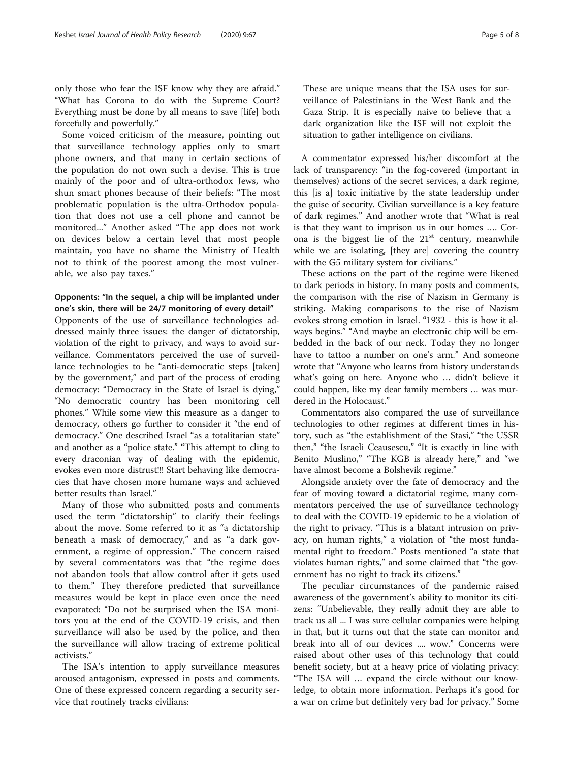only those who fear the ISF know why they are afraid." "What has Corona to do with the Supreme Court? Everything must be done by all means to save [life] both forcefully and powerfully."

Some voiced criticism of the measure, pointing out that surveillance technology applies only to smart phone owners, and that many in certain sections of the population do not own such a devise. This is true mainly of the poor and of ultra-orthodox Jews, who shun smart phones because of their beliefs: "The most problematic population is the ultra-Orthodox population that does not use a cell phone and cannot be monitored..." Another asked "The app does not work on devices below a certain level that most people maintain, you have no shame the Ministry of Health not to think of the poorest among the most vulnerable, we also pay taxes."

## Opponents: "In the sequel, a chip will be implanted under one's skin, there will be 24/7 monitoring of every detail"

Opponents of the use of surveillance technologies addressed mainly three issues: the danger of dictatorship, violation of the right to privacy, and ways to avoid surveillance. Commentators perceived the use of surveillance technologies to be "anti-democratic steps [taken] by the government," and part of the process of eroding democracy: "Democracy in the State of Israel is dying," "No democratic country has been monitoring cell phones." While some view this measure as a danger to democracy, others go further to consider it "the end of democracy." One described Israel "as a totalitarian state" and another as a "police state." "This attempt to cling to every draconian way of dealing with the epidemic, evokes even more distrust!!! Start behaving like democracies that have chosen more humane ways and achieved better results than Israel."

Many of those who submitted posts and comments used the term "dictatorship" to clarify their feelings about the move. Some referred to it as "a dictatorship beneath a mask of democracy," and as "a dark government, a regime of oppression." The concern raised by several commentators was that "the regime does not abandon tools that allow control after it gets used to them." They therefore predicted that surveillance measures would be kept in place even once the need evaporated: "Do not be surprised when the ISA monitors you at the end of the COVID-19 crisis, and then surveillance will also be used by the police, and then the surveillance will allow tracing of extreme political activists."

The ISA's intention to apply surveillance measures aroused antagonism, expressed in posts and comments. One of these expressed concern regarding a security service that routinely tracks civilians:

> These are unique means that the ISA uses for surveillance of Palestinians in the West Bank and the Gaza Strip. It is especially naive to believe that a dark organization like the ISF will not exploit the situation to gather intelligence on civilians.

A commentator expressed his/her discomfort at the lack of transparency: "in the fog-covered (important in themselves) actions of the secret services, a dark regime, this [is a] toxic initiative by the state leadership under the guise of security. Civilian surveillance is a key feature of dark regimes." And another wrote that "What is real is that they want to imprison us in our homes …. Corona is the biggest lie of the 21st century, meanwhile while we are isolating, [they are] covering the country with the G5 military system for civilians."

These actions on the part of the regime were likened to dark periods in history. In many posts and comments, the comparison with the rise of Nazism in Germany is striking. Making comparisons to the rise of Nazism evokes strong emotion in Israel. "1932 - this is how it always begins." "And maybe an electronic chip will be embedded in the back of our neck. Today they no longer have to tattoo a number on one's arm." And someone wrote that "Anyone who learns from history understands what's going on here. Anyone who … didn't believe it could happen, like my dear family members … was murdered in the Holocaust."

Commentators also compared the use of surveillance technologies to other regimes at different times in history, such as "the establishment of the Stasi," "the USSR then," "the Israeli Ceausescu," "It is exactly in line with Benito Muslino," "The KGB is already here," and "we have almost become a Bolshevik regime."

Alongside anxiety over the fate of democracy and the fear of moving toward a dictatorial regime, many commentators perceived the use of surveillance technology to deal with the COVID-19 epidemic to be a violation of the right to privacy. "This is a blatant intrusion on privacy, on human rights," a violation of "the most fundamental right to freedom." Posts mentioned "a state that violates human rights," and some claimed that "the government has no right to track its citizens."

The peculiar circumstances of the pandemic raised awareness of the government's ability to monitor its citizens: "Unbelievable, they really admit they are able to track us all ... I was sure cellular companies were helping in that, but it turns out that the state can monitor and break into all of our devices .... wow." Concerns were raised about other uses of this technology that could benefit society, but at a heavy price of violating privacy: "The ISA will … expand the circle without our knowledge, to obtain more information. Perhaps it's good for a war on crime but definitely very bad for privacy." Some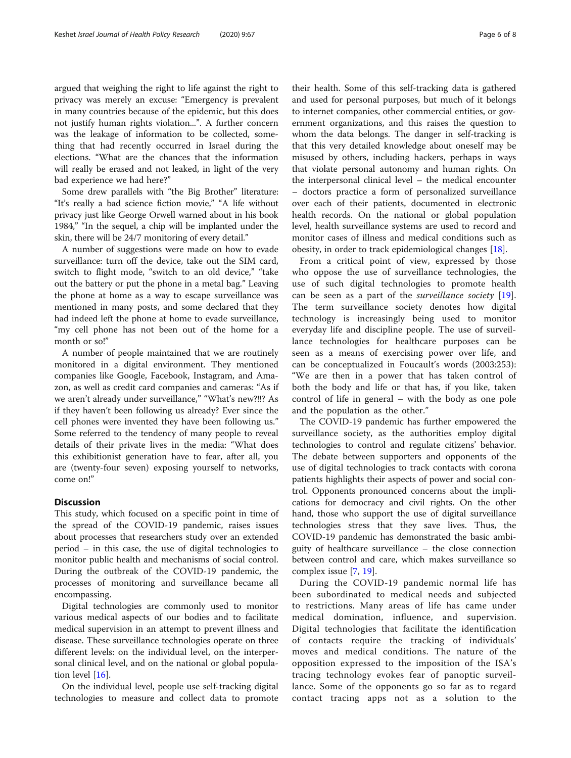argued that weighing the right to life against the right to privacy was merely an excuse: "Emergency is prevalent in many countries because of the epidemic, but this does not justify human rights violation...". A further concern was the leakage of information to be collected, something that had recently occurred in Israel during the elections. "What are the chances that the information will really be erased and not leaked, in light of the very bad experience we had here?"

Some drew parallels with "the Big Brother" literature: "It's really a bad science fiction movie," "A life without privacy just like George Orwell warned about in his book 1984," "In the sequel, a chip will be implanted under the skin, there will be 24/7 monitoring of every detail."

A number of suggestions were made on how to evade surveillance: turn off the device, take out the SIM card, switch to flight mode, "switch to an old device," "take out the battery or put the phone in a metal bag." Leaving the phone at home as a way to escape surveillance was mentioned in many posts, and some declared that they had indeed left the phone at home to evade surveillance, "my cell phone has not been out of the home for a month or so!"

A number of people maintained that we are routinely monitored in a digital environment. They mentioned companies like Google, Facebook, Instagram, and Amazon, as well as credit card companies and cameras: "As if we aren't already under surveillance," "What's new?!!? As if they haven't been following us already? Ever since the cell phones were invented they have been following us." Some referred to the tendency of many people to reveal details of their private lives in the media: "What does this exhibitionist generation have to fear, after all, you are (twenty-four seven) exposing yourself to networks, come on!"

## Discussion

This study, which focused on a specific point in time of the spread of the COVID-19 pandemic, raises issues about processes that researchers study over an extended period – in this case, the use of digital technologies to monitor public health and mechanisms of social control. During the outbreak of the COVID-19 pandemic, the processes of monitoring and surveillance became all encompassing.

Digital technologies are commonly used to monitor various medical aspects of our bodies and to facilitate medical supervision in an attempt to prevent illness and disease. These surveillance technologies operate on three different levels: on the individual level, on the interpersonal clinical level, and on the national or global population level [16].

On the individual level, people use self-tracking digital technologies to measure and collect data to promote their health. Some of this self-tracking data is gathered and used for personal purposes, but much of it belongs to internet companies, other commercial entities, or government organizations, and this raises the question to whom the data belongs. The danger in self-tracking is that this very detailed knowledge about oneself may be misused by others, including hackers, perhaps in ways that violate personal autonomy and human rights. On the interpersonal clinical level – the medical encounter – doctors practice a form of personalized surveillance over each of their patients, documented in electronic health records. On the national or global population level, health surveillance systems are used to record and monitor cases of illness and medical conditions such as obesity, in order to track epidemiological changes [18].

From a critical point of view, expressed by those who oppose the use of surveillance technologies, the use of such digital technologies to promote health can be seen as a part of the *surveillance society* [19]. The term surveillance society denotes how digital technology is increasingly being used to monitor everyday life and discipline people. The use of surveillance technologies for healthcare purposes can be seen as a means of exercising power over life, and can be conceptualized in Foucault's words (2003:253): "We are then in a power that has taken control of both the body and life or that has, if you like, taken control of life in general – with the body as one pole and the population as the other."

The COVID-19 pandemic has further empowered the surveillance society, as the authorities employ digital technologies to control and regulate citizens' behavior. The debate between supporters and opponents of the use of digital technologies to track contacts with corona patients highlights their aspects of power and social control. Opponents pronounced concerns about the implications for democracy and civil rights. On the other hand, those who support the use of digital surveillance technologies stress that they save lives. Thus, the COVID-19 pandemic has demonstrated the basic ambiguity of healthcare surveillance – the close connection between control and care, which makes surveillance so complex issue [7, 19].

During the COVID-19 pandemic normal life has been subordinated to medical needs and subjected to restrictions. Many areas of life has came under medical domination, influence, and supervision. Digital technologies that facilitate the identification of contacts require the tracking of individuals' moves and medical conditions. The nature of the opposition expressed to the imposition of the ISA's tracing technology evokes fear of panoptic surveillance. Some of the opponents go so far as to regard contact tracing apps not as a solution to the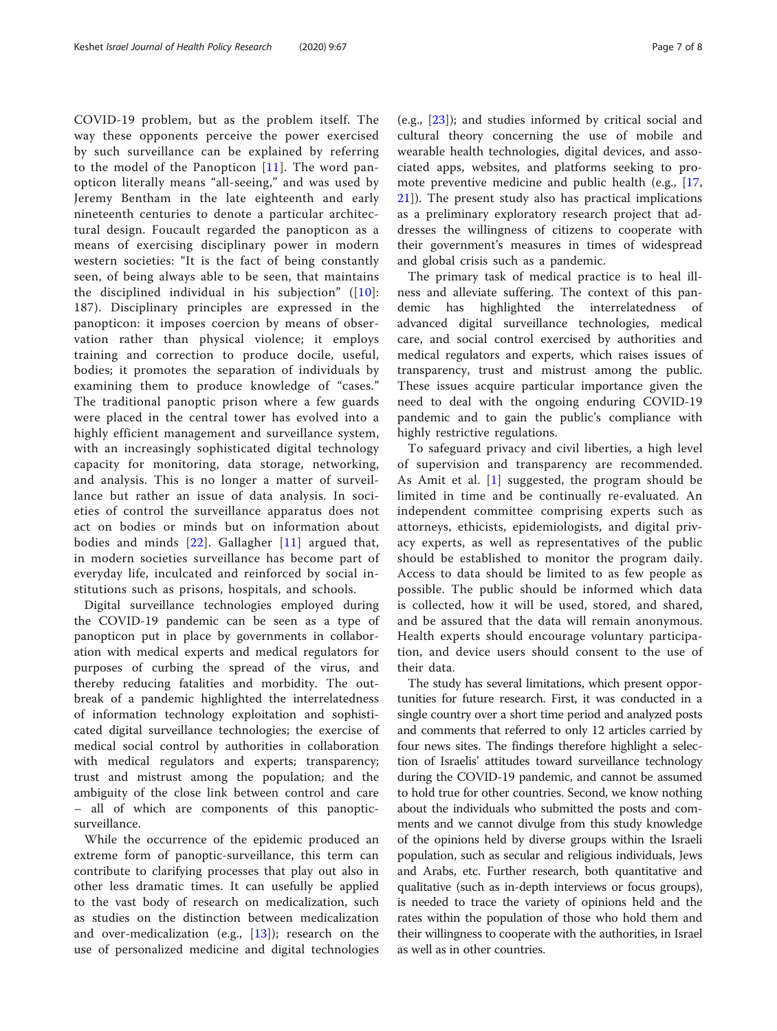COVID-19 problem, but as the problem itself. The way these opponents perceive the power exercised by such surveillance can be explained by referring to the model of the Panopticon [11]. The word panopticon literally means "all-seeing," and was used by Jeremy Bentham in the late eighteenth and early nineteenth centuries to denote a particular architectural design. Foucault regarded the panopticon as a means of exercising disciplinary power in modern western societies: "It is the fact of being constantly seen, of being always able to be seen, that maintains the disciplined individual in his subjection" ([10]: 187). Disciplinary principles are expressed in the panopticon: it imposes coercion by means of observation rather than physical violence; it employs training and correction to produce docile, useful, bodies; it promotes the separation of individuals by examining them to produce knowledge of "cases." The traditional panoptic prison where a few guards were placed in the central tower has evolved into a highly efficient management and surveillance system, with an increasingly sophisticated digital technology capacity for monitoring, data storage, networking, and analysis. This is no longer a matter of surveillance but rather an issue of data analysis. In societies of control the surveillance apparatus does not act on bodies or minds but on information about bodies and minds [22]. Gallagher [11] argued that, in modern societies surveillance has become part of everyday life, inculcated and reinforced by social institutions such as prisons, hospitals, and schools.

Digital surveillance technologies employed during the COVID-19 pandemic can be seen as a type of panopticon put in place by governments in collaboration with medical experts and medical regulators for purposes of curbing the spread of the virus, and thereby reducing fatalities and morbidity. The outbreak of a pandemic highlighted the interrelatedness of information technology exploitation and sophisticated digital surveillance technologies; the exercise of medical social control by authorities in collaboration with medical regulators and experts; transparency; trust and mistrust among the population; and the ambiguity of the close link between control and care – all of which are components of this panoptic-surveillance.

While the occurrence of the epidemic produced an extreme form of panoptic-surveillance, this term can contribute to clarifying processes that play out also in other less dramatic times. It can usefully be applied to the vast body of research on medicalization, such as studies on the distinction between medicalization and over-medicalization (e.g., [13]); research on the use of personalized medicine and digital technologies (e.g., [23]); and studies informed by critical social and cultural theory concerning the use of mobile and wearable health technologies, digital devices, and associated apps, websites, and platforms seeking to promote preventive medicine and public health (e.g., [17, 21]). The present study also has practical implications as a preliminary exploratory research project that addresses the willingness of citizens to cooperate with their government's measures in times of widespread and global crisis such as a pandemic.

The primary task of medical practice is to heal illness and alleviate suffering. The context of this pandemic has highlighted the interrelatedness of advanced digital surveillance technologies, medical care, and social control exercised by authorities and medical regulators and experts, which raises issues of transparency, trust and mistrust among the public. These issues acquire particular importance given the need to deal with the ongoing enduring COVID-19 pandemic and to gain the public's compliance with highly restrictive regulations.

To safeguard privacy and civil liberties, a high level of supervision and transparency are recommended. As Amit et al. [1] suggested, the program should be limited in time and be continually re-evaluated. An independent committee comprising experts such as attorneys, ethicists, epidemiologists, and digital privacy experts, as well as representatives of the public should be established to monitor the program daily. Access to data should be limited to as few people as possible. The public should be informed which data is collected, how it will be used, stored, and shared, and be assured that the data will remain anonymous. Health experts should encourage voluntary participation, and device users should consent to the use of their data.

The study has several limitations, which present opportunities for future research. First, it was conducted in a single country over a short time period and analyzed posts and comments that referred to only 12 articles carried by four news sites. The findings therefore highlight a selection of Israelis' attitudes toward surveillance technology during the COVID-19 pandemic, and cannot be assumed to hold true for other countries. Second, we know nothing about the individuals who submitted the posts and comments and we cannot divulge from this study knowledge of the opinions held by diverse groups within the Israeli population, such as secular and religious individuals, Jews and Arabs, etc. Further research, both quantitative and qualitative (such as in-depth interviews or focus groups), is needed to trace the variety of opinions held and the rates within the population of those who hold them and their willingness to cooperate with the authorities, in Israel as well as in other countries.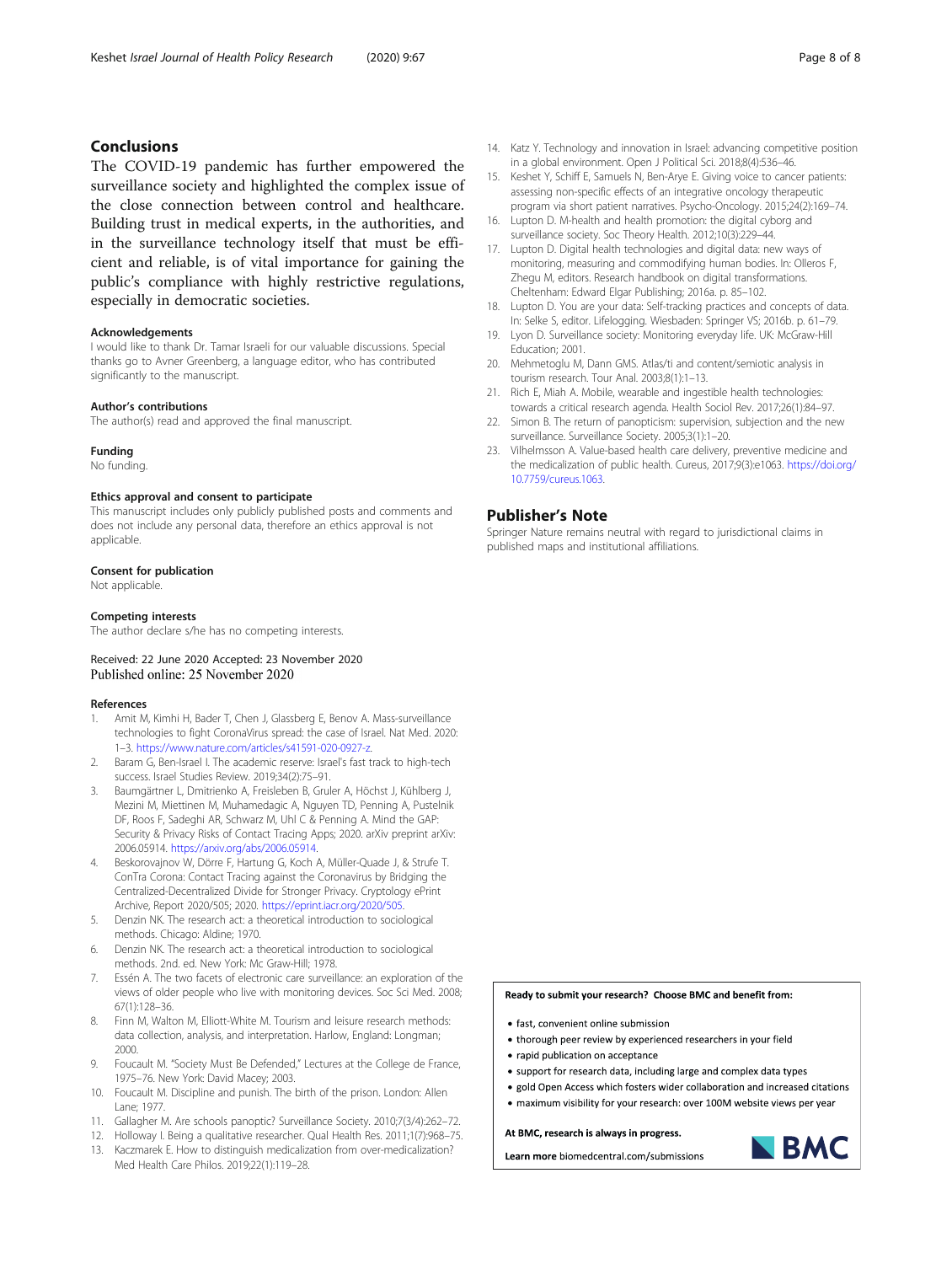## Conclusions

The COVID-19 pandemic has further empowered the surveillance society and highlighted the complex issue of the close connection between control and healthcare. Building trust in medical experts, in the authorities, and in the surveillance technology itself that must be efficient and reliable, is of vital importance for gaining the public's compliance with highly restrictive regulations, especially in democratic societies.

### Acknowledgements

I would like to thank Dr. Tamar Israeli for our valuable discussions. Special thanks go to Avner Greenberg, a language editor, who has contributed significantly to the manuscript.

### Author's contributions

The author(s) read and approved the final manuscript.

### Funding

No funding.

### Ethics approval and consent to participate

This manuscript includes only publicly published posts and comments and does not include any personal data, therefore an ethics approval is not applicable.

### Consent for publication

Not applicable.

### Competing interests

The author declare s/he has no competing interests.

Received: 22 June 2020 Accepted: 23 November 2020
Published online: 25 November 2020

### References

1. Amit M, Kimhi H, Bader T, Chen J, Glassberg E, Benov A. Mass-surveillance technologies to fight CoronaVirus spread: the case of Israel. Nat Med. 2020: 1–3. https://www.nature.com/articles/s41591-020-0927-z.
2. Baram G, Ben-Israel I. The academic reserve: Israel's fast track to high-tech success. Israel Studies Review. 2019;34(2):75–91.
3. Baumgärtner L, Dmitrienko A, Freisleben B, Gruler A, Höchst J, Kühlberg J, Mezini M, Miettinen M, Muhamedagic A, Nguyen TD, Penning A, Pustelnik DF, Roos F, Sadeghi AR, Schwarz M, Uhl C & Penning A. Mind the GAP: Security & Privacy Risks of Contact Tracing Apps; 2020. arXiv preprint arXiv: 2006.05914. https://arxiv.org/abs/2006.05914.
4. Beskorovajnov W, Dörre F, Hartung G, Koch A, Müller-Quade J, & Strufe T. ConTra Corona: Contact Tracing against the Coronavirus by Bridging the Centralized-Decentralized Divide for Stronger Privacy. Cryptology ePrint Archive, Report 2020/505; 2020. https://eprint.iacr.org/2020/505.
5. Denzin NK. The research act: a theoretical introduction to sociological methods. Chicago: Aldine; 1970.
6. Denzin NK. The research act: a theoretical introduction to sociological methods. 2nd. ed. New York: Mc Graw-Hill; 1978.
7. Essén A. The two facets of electronic care surveillance: an exploration of the views of older people who live with monitoring devices. Soc Sci Med. 2008; 67(1):128–36.
8. Finn M, Walton M, Elliott-White M. Tourism and leisure research methods: data collection, analysis, and interpretation. Harlow, England: Longman; 2000.
9. Foucault M. "Society Must Be Defended," Lectures at the College de France, 1975–76. New York: David Macey; 2003.
10. Foucault M. Discipline and punish. The birth of the prison. London: Allen Lane; 1977.
11. Gallagher M. Are schools panoptic? Surveillance Society. 2010;7(3/4):262–72.
12. Holloway I. Being a qualitative researcher. Qual Health Res. 2011;1(7):968–75.
13. Kaczmarek E. How to distinguish medicalization from over-medicalization? Med Health Care Philos. 2019;22(1):119–28.
14. Katz Y. Technology and innovation in Israel: advancing competitive position in a global environment. Open J Political Sci. 2018;8(4):536–46.
15. Keshet Y, Schiff E, Samuels N, Ben-Arye E. Giving voice to cancer patients: assessing non-specific effects of an integrative oncology therapeutic program via short patient narratives. Psycho-Oncology. 2015;24(2):169–74.
16. Lupton D. M-health and health promotion: the digital cyborg and surveillance society. Soc Theory Health. 2012;10(3):229–44.
17. Lupton D. Digital health technologies and digital data: new ways of monitoring, measuring and commodifying human bodies. In: Olleros F, Zhegu M, editors. Research handbook on digital transformations. Cheltenham: Edward Elgar Publishing; 2016a. p. 85–102.
18. Lupton D. You are your data: Self-tracking practices and concepts of data. In: Selke S, editor. Lifelogging. Wiesbaden: Springer VS; 2016b. p. 61–79.
19. Lyon D. Surveillance society: Monitoring everyday life. UK: McGraw-Hill Education; 2001.
20. Mehmetoglu M, Dann GMS. Atlas/ti and content/semiotic analysis in tourism research. Tour Anal. 2003;8(1):1–13.
21. Rich E, Miah A. Mobile, wearable and ingestible health technologies: towards a critical research agenda. Health Sociol Rev. 2017;26(1):84–97.
22. Simon B. The return of panopticism: supervision, subjection and the new surveillance. Surveillance Society. 2005;3(1):1–20.
23. Vilhelmsson A. Value-based health care delivery, preventive medicine and the medicalization of public health. Cureus, 2017;9(3):e1063. https://doi.org/10.7759/cureus.1063.

## Publisher's Note

Springer Nature remains neutral with regard to jurisdictional claims in published maps and institutional affiliations.

**Ready to submit your research? Choose BMC and benefit from:**

- fast, convenient online submission
- thorough peer review by experienced researchers in your field
- rapid publication on acceptance
- support for research data, including large and complex data types
- gold Open Access which fosters wider collaboration and increased citations
- maximum visibility for your research: over 100M website views per year

**At BMC, research is always in progress.**

**Learn more** biomedcentral.com/submissions

BMC